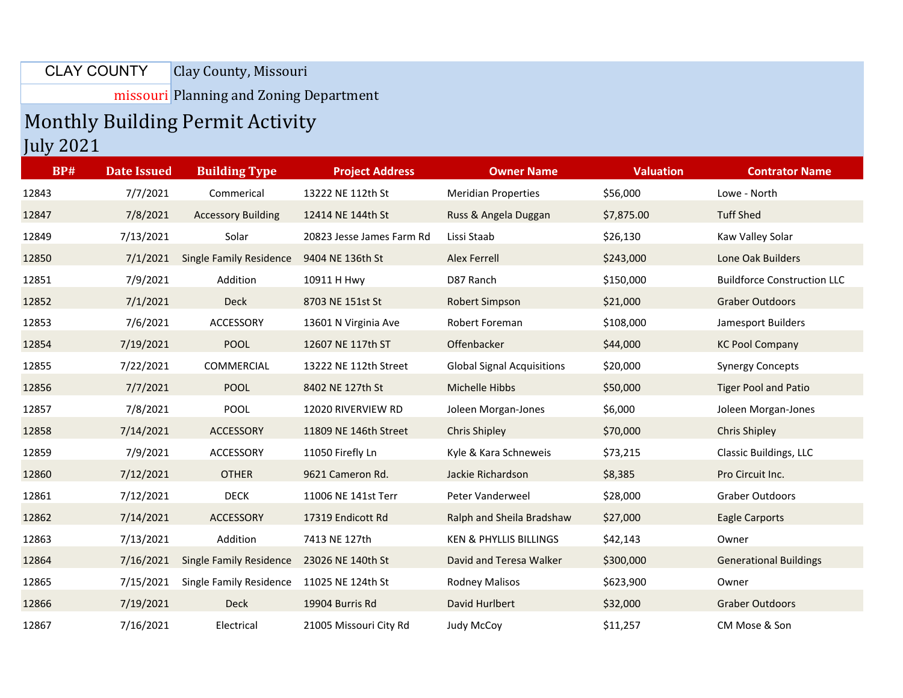CLAY COUNTY
missouri

Clay County, Missouri

Planning and Zoning Department

# Monthly Building Permit Activity

## July 2021

| BP# | Date Issued | Building Type | Project Address | Owner Name | Valuation | Contrator Name |
|---|---|---|---|---|---|---|
| 12843 | 7/7/2021 | Commerical | 13222 NE 112th St | Meridian Properties | $56,000 | Lowe - North |
| 12847 | 7/8/2021 | Accessory Building | 12414 NE 144th St | Russ & Angela Duggan | $7,875.00 | Tuff Shed |
| 12849 | 7/13/2021 | Solar | 20823 Jesse James Farm Rd | Lissi Staab | $26,130 | Kaw Valley Solar |
| 12850 | 7/1/2021 | Single Family Residence | 9404 NE 136th St | Alex Ferrell | $243,000 | Lone Oak Builders |
| 12851 | 7/9/2021 | Addition | 10911 H Hwy | D87 Ranch | $150,000 | Buildforce Construction LLC |
| 12852 | 7/1/2021 | Deck | 8703 NE 151st St | Robert Simpson | $21,000 | Graber Outdoors |
| 12853 | 7/6/2021 | ACCESSORY | 13601 N Virginia Ave | Robert Foreman | $108,000 | Jamesport Builders |
| 12854 | 7/19/2021 | POOL | 12607 NE 117th ST | Offenbacker | $44,000 | KC Pool Company |
| 12855 | 7/22/2021 | COMMERCIAL | 13222 NE 112th Street | Global Signal Acquisitions | $20,000 | Synergy Concepts |
| 12856 | 7/7/2021 | POOL | 8402 NE 127th St | Michelle Hibbs | $50,000 | Tiger Pool and Patio |
| 12857 | 7/8/2021 | POOL | 12020 RIVERVIEW RD | Joleen Morgan-Jones | $6,000 | Joleen Morgan-Jones |
| 12858 | 7/14/2021 | ACCESSORY | 11809 NE 146th Street | Chris Shipley | $70,000 | Chris Shipley |
| 12859 | 7/9/2021 | ACCESSORY | 11050 Firefly Ln | Kyle & Kara Schneweis | $73,215 | Classic Buildings, LLC |
| 12860 | 7/12/2021 | OTHER | 9621 Cameron Rd. | Jackie Richardson | $8,385 | Pro Circuit Inc. |
| 12861 | 7/12/2021 | DECK | 11006 NE 141st Terr | Peter Vanderweel | $28,000 | Graber Outdoors |
| 12862 | 7/14/2021 | ACCESSORY | 17319 Endicott Rd | Ralph and Sheila Bradshaw | $27,000 | Eagle Carports |
| 12863 | 7/13/2021 | Addition | 7413 NE 127th | KEN & PHYLLIS BILLINGS | $42,143 | Owner |
| 12864 | 7/16/2021 | Single Family Residence | 23026 NE 140th St | David and Teresa Walker | $300,000 | Generational Buildings |
| 12865 | 7/15/2021 | Single Family Residence | 11025 NE 124th St | Rodney Malisos | $623,900 | Owner |
| 12866 | 7/19/2021 | Deck | 19904 Burris Rd | David Hurlbert | $32,000 | Graber Outdoors |
| 12867 | 7/16/2021 | Electrical | 21005 Missouri City Rd | Judy McCoy | $11,257 | CM Mose & Son |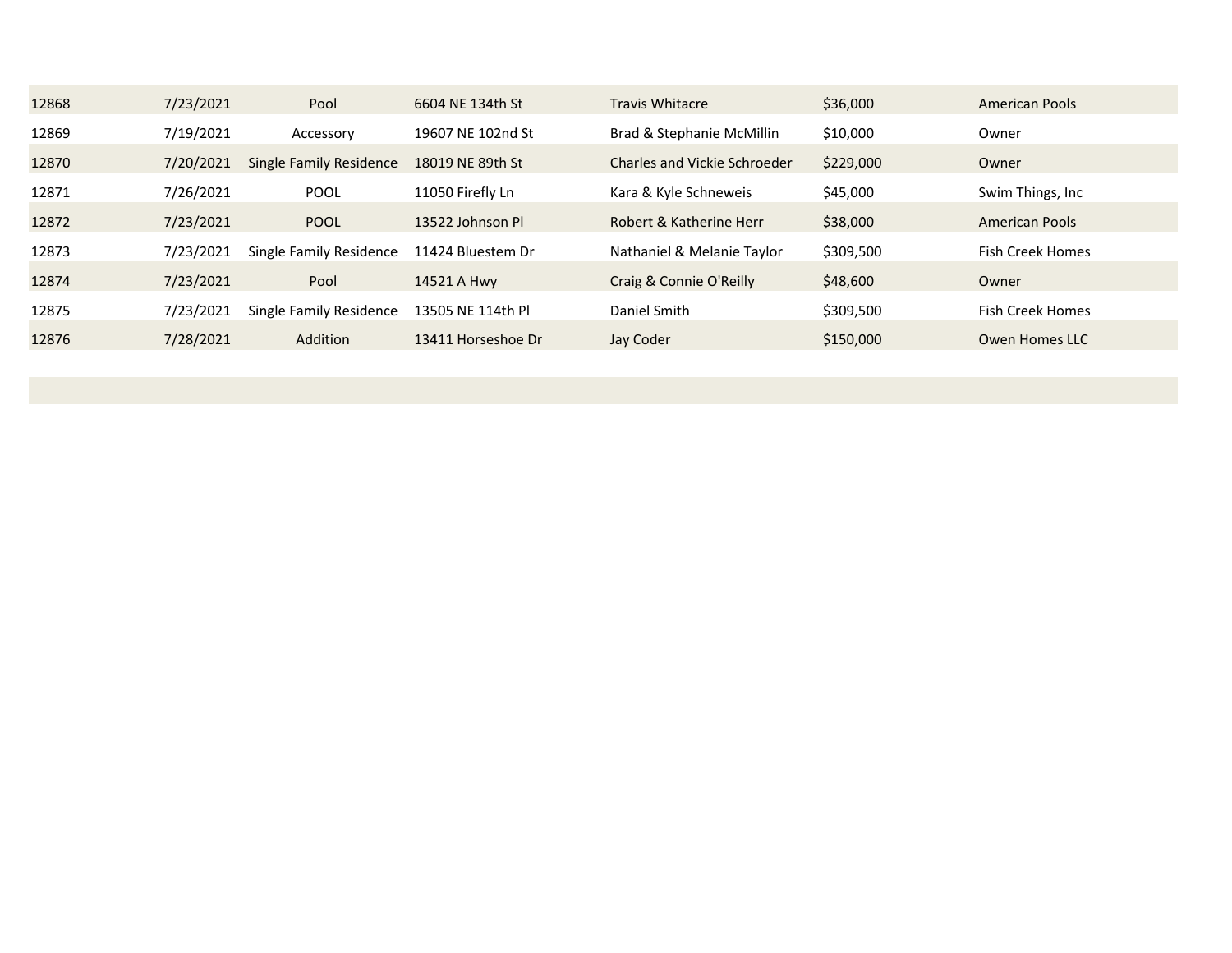| | | | | | | |
|---|---|---|---|---|---|---|
| 12868 | 7/23/2021 | Pool | 6604 NE 134th St | Travis Whitacre | $36,000 | American Pools |
| 12869 | 7/19/2021 | Accessory | 19607 NE 102nd St | Brad & Stephanie McMillin | $10,000 | Owner |
| 12870 | 7/20/2021 | Single Family Residence | 18019 NE 89th St | Charles and Vickie Schroeder | $229,000 | Owner |
| 12871 | 7/26/2021 | POOL | 11050 Firefly Ln | Kara & Kyle Schneweis | $45,000 | Swim Things, Inc |
| 12872 | 7/23/2021 | POOL | 13522 Johnson Pl | Robert & Katherine Herr | $38,000 | American Pools |
| 12873 | 7/23/2021 | Single Family Residence | 11424 Bluestem Dr | Nathaniel & Melanie Taylor | $309,500 | Fish Creek Homes |
| 12874 | 7/23/2021 | Pool | 14521 A Hwy | Craig & Connie O'Reilly | $48,600 | Owner |
| 12875 | 7/23/2021 | Single Family Residence | 13505 NE 114th Pl | Daniel Smith | $309,500 | Fish Creek Homes |
| 12876 | 7/28/2021 | Addition | 13411 Horseshoe Dr | Jay Coder | $150,000 | Owen Homes LLC |